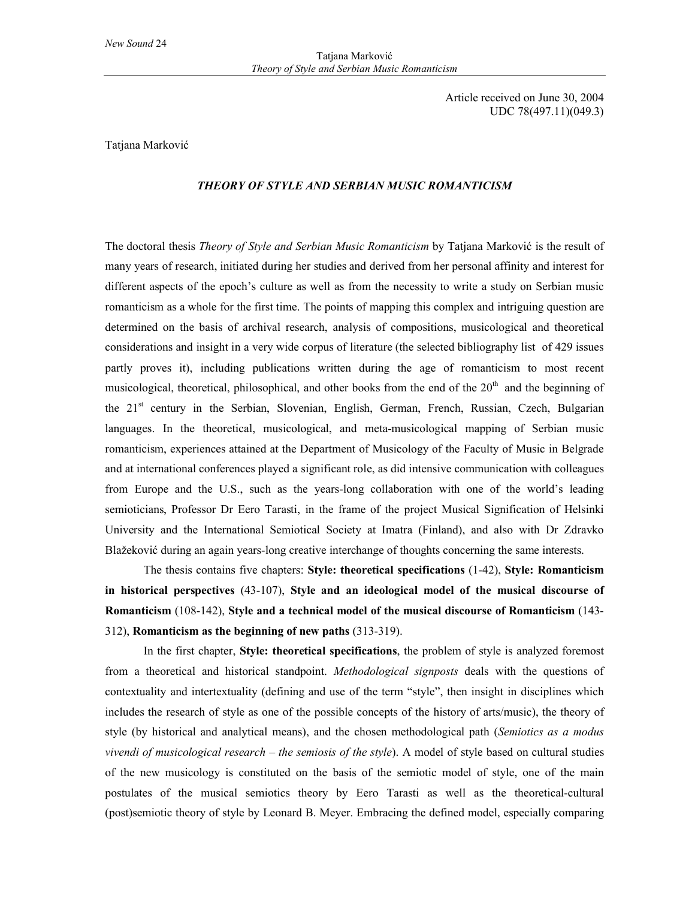Article received on June 30, 2004
UDC 78(497.11)(049.3)

Tatjana Marković

# *THEORY OF STYLE AND SERBIAN MUSIC ROMANTICISM*

The doctoral thesis *Theory of Style and Serbian Music Romanticism* by Tatjana Marković is the result of many years of research, initiated during her studies and derived from her personal affinity and interest for different aspects of the epoch's culture as well as from the necessity to write a study on Serbian music romanticism as a whole for the first time. The points of mapping this complex and intriguing question are determined on the basis of archival research, analysis of compositions, musicological and theoretical considerations and insight in a very wide corpus of literature (the selected bibliography list of 429 issues partly proves it), including publications written during the age of romanticism to most recent musicological, theoretical, philosophical, and other books from the end of the 20th and the beginning of the 21st century in the Serbian, Slovenian, English, German, French, Russian, Czech, Bulgarian languages. In the theoretical, musicological, and meta-musicological mapping of Serbian music romanticism, experiences attained at the Department of Musicology of the Faculty of Music in Belgrade and at international conferences played a significant role, as did intensive communication with colleagues from Europe and the U.S., such as the years-long collaboration with one of the world's leading semioticians, Professor Dr Eero Tarasti, in the frame of the project Musical Signification of Helsinki University and the International Semiotical Society at Imatra (Finland), and also with Dr Zdravko Blažeković during an again years-long creative interchange of thoughts concerning the same interests.

The thesis contains five chapters: **Style: theoretical specifications** (1-42), **Style: Romanticism in historical perspectives** (43-107), **Style and an ideological model of the musical discourse of Romanticism** (108-142), **Style and a technical model of the musical discourse of Romanticism** (143-312), **Romanticism as the beginning of new paths** (313-319).

In the first chapter, **Style: theoretical specifications**, the problem of style is analyzed foremost from a theoretical and historical standpoint. *Methodological signposts* deals with the questions of contextuality and intertextuality (defining and use of the term "style", then insight in disciplines which includes the research of style as one of the possible concepts of the history of arts/music), the theory of style (by historical and analytical means), and the chosen methodological path (*Semiotics as a modus vivendi of musicological research – the semiosis of the style*). A model of style based on cultural studies of the new musicology is constituted on the basis of the semiotic model of style, one of the main postulates of the musical semiotics theory by Eero Tarasti as well as the theoretical-cultural (post)semiotic theory of style by Leonard B. Meyer. Embracing the defined model, especially comparing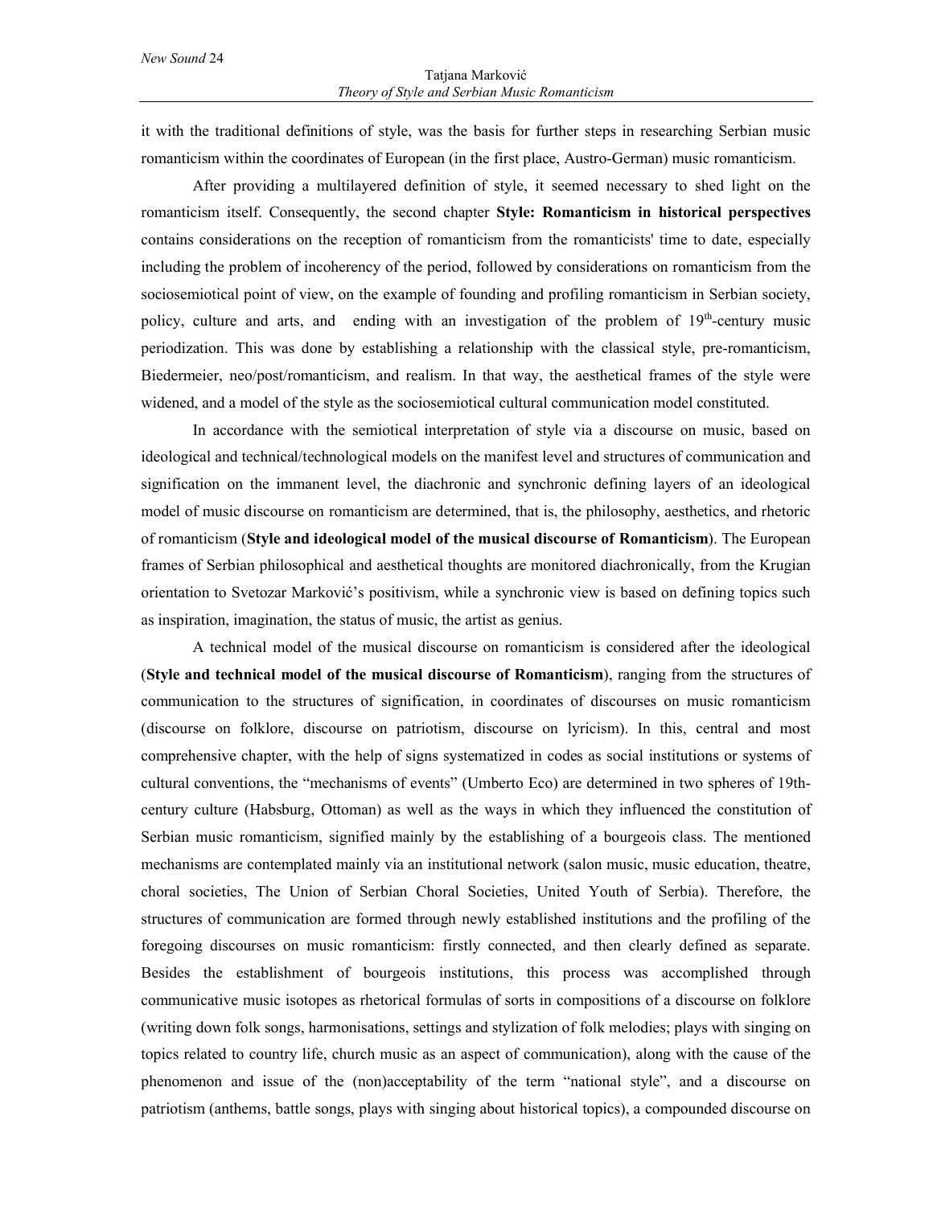it with the traditional definitions of style, was the basis for further steps in researching Serbian music romanticism within the coordinates of European (in the first place, Austro-German) music romanticism.

After providing a multilayered definition of style, it seemed necessary to shed light on the romanticism itself. Consequently, the second chapter **Style: Romanticism in historical perspectives** contains considerations on the reception of romanticism from the romanticists' time to date, especially including the problem of incoherency of the period, followed by considerations on romanticism from the sociosemiotical point of view, on the example of founding and profiling romanticism in Serbian society, policy, culture and arts, and ending with an investigation of the problem of 19th-century music periodization. This was done by establishing a relationship with the classical style, pre-romanticism, Biedermeier, neo/post/romanticism, and realism. In that way, the aesthetical frames of the style were widened, and a model of the style as the sociosemiotical cultural communication model constituted.

In accordance with the semiotical interpretation of style via a discourse on music, based on ideological and technical/technological models on the manifest level and structures of communication and signification on the immanent level, the diachronic and synchronic defining layers of an ideological model of music discourse on romanticism are determined, that is, the philosophy, aesthetics, and rhetoric of romanticism (**Style and ideological model of the musical discourse of Romanticism**). The European frames of Serbian philosophical and aesthetical thoughts are monitored diachronically, from the Krugian orientation to Svetozar Marković's positivism, while a synchronic view is based on defining topics such as inspiration, imagination, the status of music, the artist as genius.

A technical model of the musical discourse on romanticism is considered after the ideological (**Style and technical model of the musical discourse of Romanticism**), ranging from the structures of communication to the structures of signification, in coordinates of discourses on music romanticism (discourse on folklore, discourse on patriotism, discourse on lyricism). In this, central and most comprehensive chapter, with the help of signs systematized in codes as social institutions or systems of cultural conventions, the "mechanisms of events" (Umberto Eco) are determined in two spheres of 19th-century culture (Habsburg, Ottoman) as well as the ways in which they influenced the constitution of Serbian music romanticism, signified mainly by the establishing of a bourgeois class. The mentioned mechanisms are contemplated mainly via an institutional network (salon music, music education, theatre, choral societies, The Union of Serbian Choral Societies, United Youth of Serbia). Therefore, the structures of communication are formed through newly established institutions and the profiling of the foregoing discourses on music romanticism: firstly connected, and then clearly defined as separate. Besides the establishment of bourgeois institutions, this process was accomplished through communicative music isotopes as rhetorical formulas of sorts in compositions of a discourse on folklore (writing down folk songs, harmonisations, settings and stylization of folk melodies; plays with singing on topics related to country life, church music as an aspect of communication), along with the cause of the phenomenon and issue of the (non)acceptability of the term "national style", and a discourse on patriotism (anthems, battle songs, plays with singing about historical topics), a compounded discourse on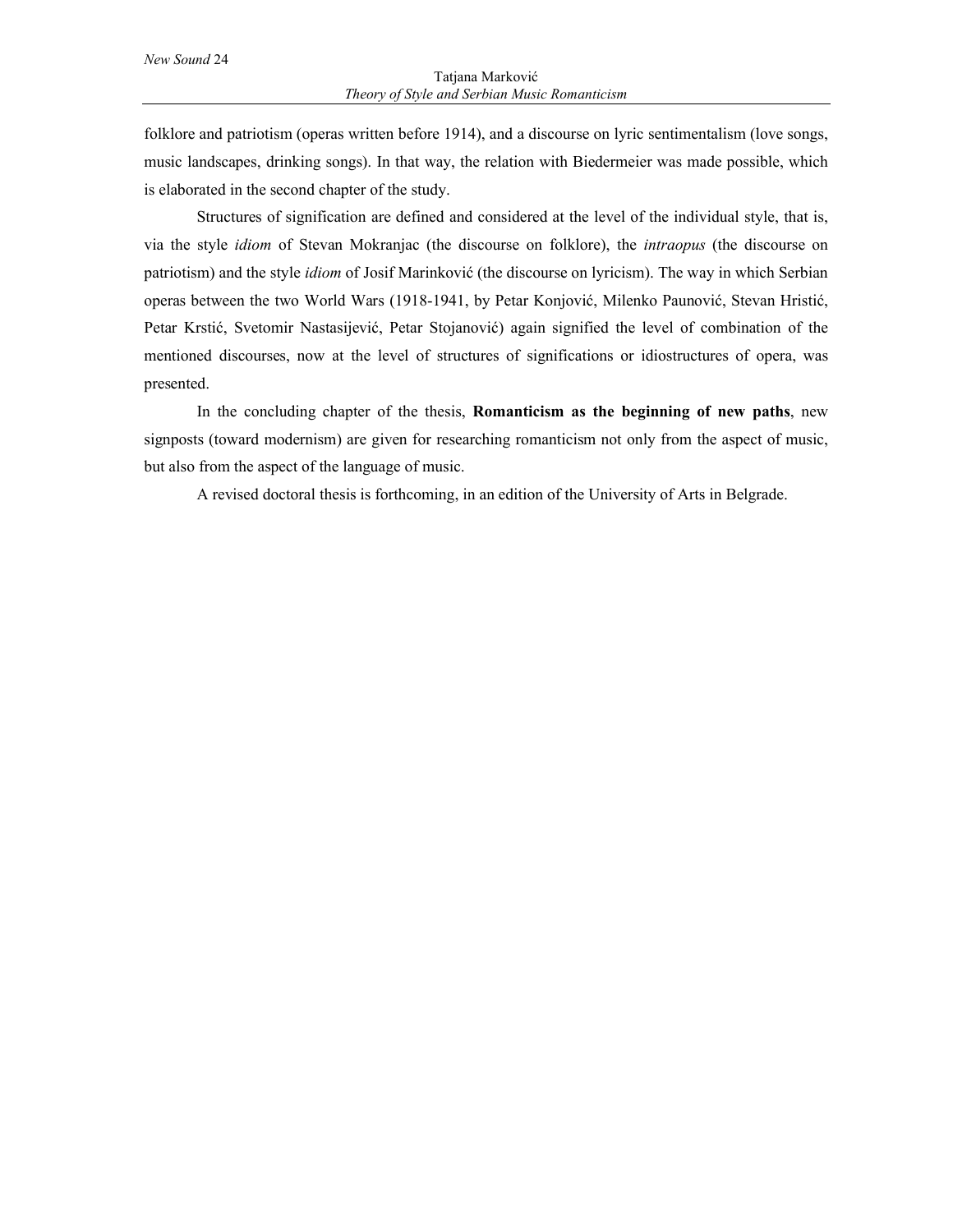folklore and patriotism (operas written before 1914), and a discourse on lyric sentimentalism (love songs, music landscapes, drinking songs). In that way, the relation with Biedermeier was made possible, which is elaborated in the second chapter of the study.

Structures of signification are defined and considered at the level of the individual style, that is, via the style *idiom* of Stevan Mokranjac (the discourse on folklore), the *intraopus* (the discourse on patriotism) and the style *idiom* of Josif Marinković (the discourse on lyricism). The way in which Serbian operas between the two World Wars (1918-1941, by Petar Konjović, Milenko Paunović, Stevan Hristić, Petar Krstić, Svetomir Nastasijević, Petar Stojanović) again signified the level of combination of the mentioned discourses, now at the level of structures of significations or idiostructures of opera, was presented.

In the concluding chapter of the thesis, **Romanticism as the beginning of new paths**, new signposts (toward modernism) are given for researching romanticism not only from the aspect of music, but also from the aspect of the language of music.

A revised doctoral thesis is forthcoming, in an edition of the University of Arts in Belgrade.